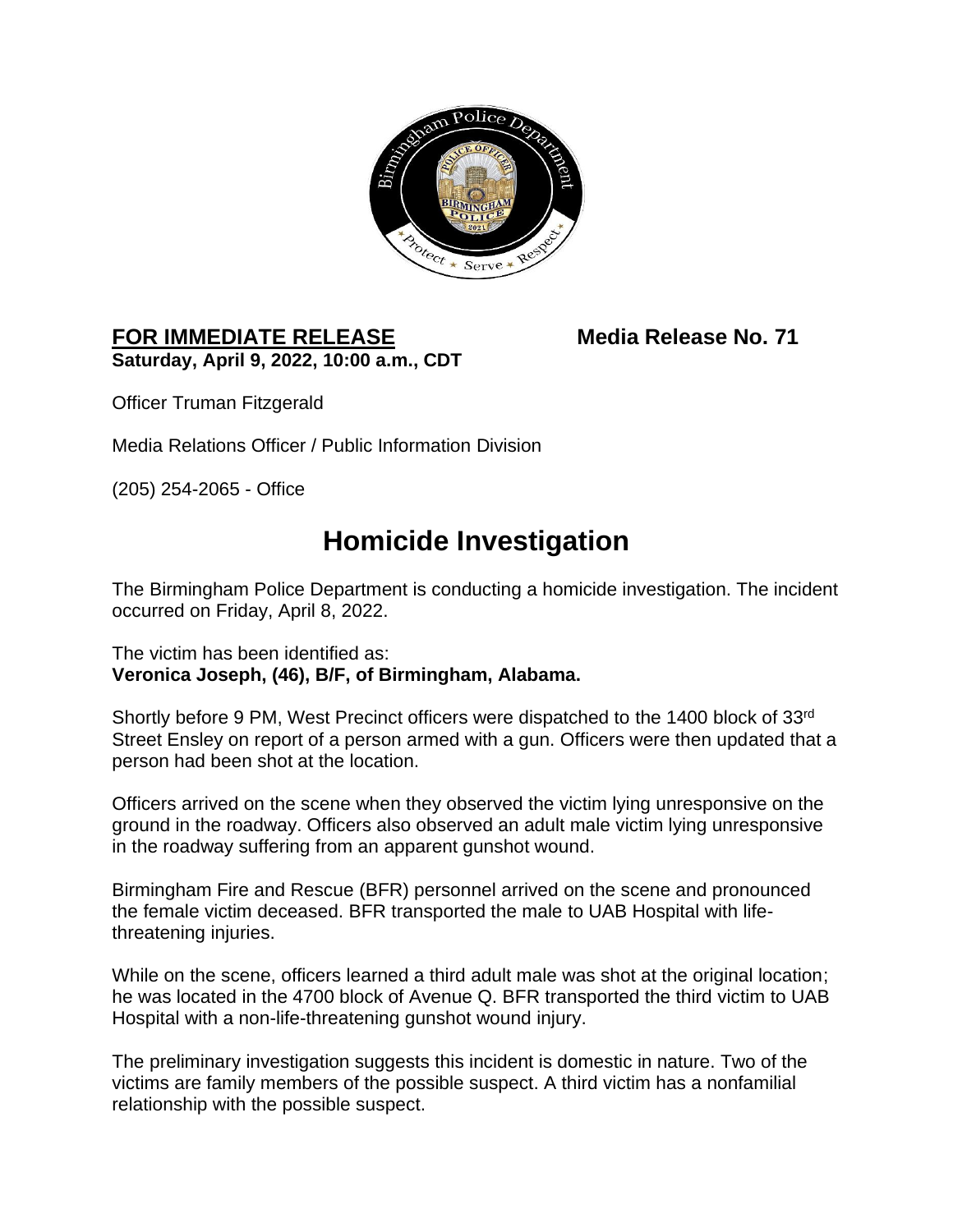**FOR IMMEDIATE RELEASE** **Media Release No. 71**
**Saturday, April 9, 2022, 10:00 a.m., CDT**

Officer Truman Fitzgerald

Media Relations Officer / Public Information Division

(205) 254-2065 - Office

# Homicide Investigation

The Birmingham Police Department is conducting a homicide investigation. The incident occurred on Friday, April 8, 2022.

The victim has been identified as:
**Veronica Joseph, (46), B/F, of Birmingham, Alabama.**

Shortly before 9 PM, West Precinct officers were dispatched to the 1400 block of 33rd Street Ensley on report of a person armed with a gun. Officers were then updated that a person had been shot at the location.

Officers arrived on the scene when they observed the victim lying unresponsive on the ground in the roadway. Officers also observed an adult male victim lying unresponsive in the roadway suffering from an apparent gunshot wound.

Birmingham Fire and Rescue (BFR) personnel arrived on the scene and pronounced the female victim deceased. BFR transported the male to UAB Hospital with life-threatening injuries.

While on the scene, officers learned a third adult male was shot at the original location; he was located in the 4700 block of Avenue Q. BFR transported the third victim to UAB Hospital with a non-life-threatening gunshot wound injury.

The preliminary investigation suggests this incident is domestic in nature. Two of the victims are family members of the possible suspect. A third victim has a nonfamilial relationship with the possible suspect.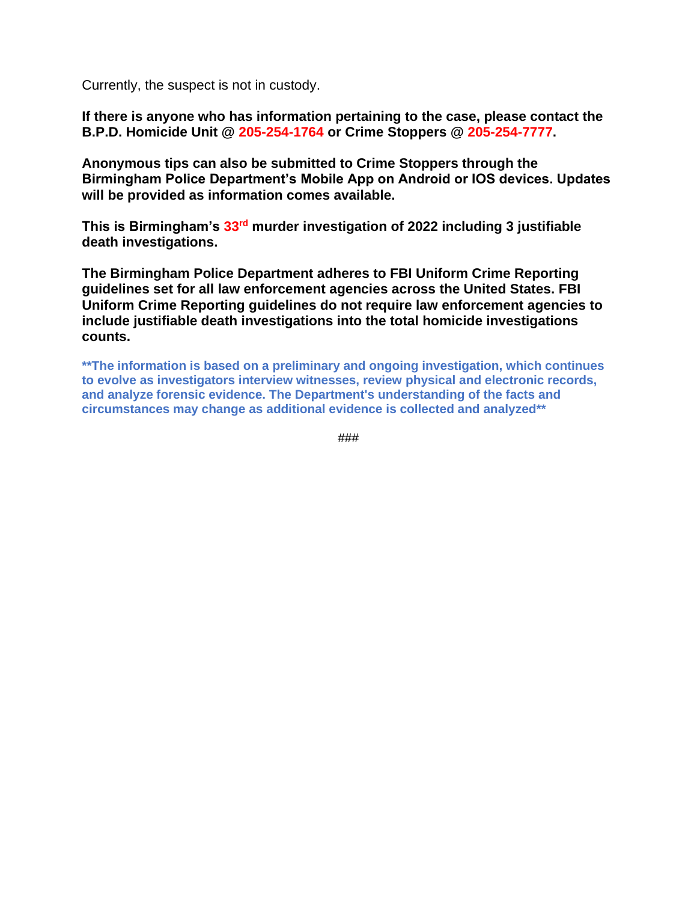Currently, the suspect is not in custody.

**If there is anyone who has information pertaining to the case, please contact the B.P.D. Homicide Unit @ 205-254-1764 or Crime Stoppers @ 205-254-7777.**

**Anonymous tips can also be submitted to Crime Stoppers through the Birmingham Police Department's Mobile App on Android or IOS devices. Updates will be provided as information comes available.**

**This is Birmingham's 33rd murder investigation of 2022 including 3 justifiable death investigations.**

**The Birmingham Police Department adheres to FBI Uniform Crime Reporting guidelines set for all law enforcement agencies across the United States. FBI Uniform Crime Reporting guidelines do not require law enforcement agencies to include justifiable death investigations into the total homicide investigations counts.**

****The information is based on a preliminary and ongoing investigation, which continues to evolve as investigators interview witnesses, review physical and electronic records, and analyze forensic evidence. The Department's understanding of the facts and circumstances may change as additional evidence is collected and analyzed****

###